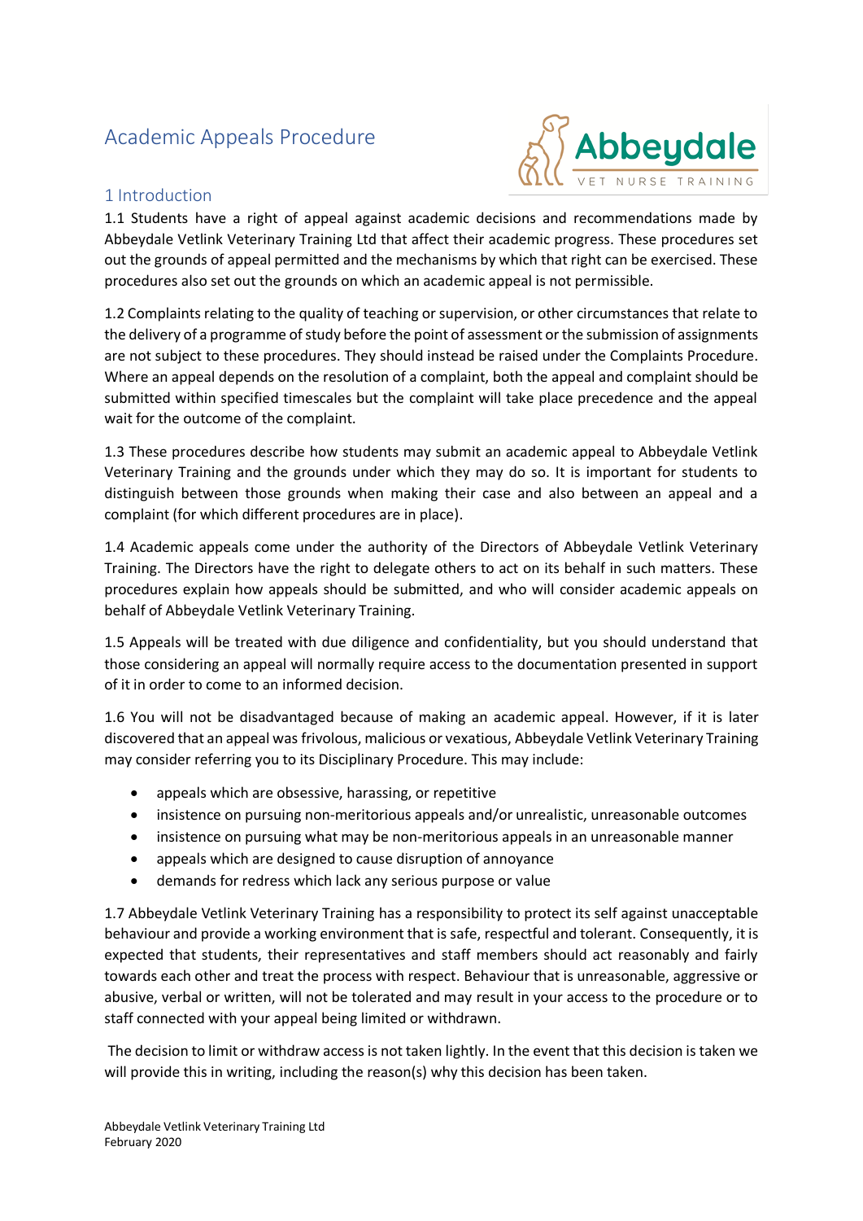# Academic Appeals Procedure

## 1 Introduction

1.1 Students have a right of appeal against academic decisions and recommendations made by Abbeydale Vetlink Veterinary Training Ltd that affect their academic progress. These procedures set out the grounds of appeal permitted and the mechanisms by which that right can be exercised. These procedures also set out the grounds on which an academic appeal is not permissible.

1.2 Complaints relating to the quality of teaching or supervision, or other circumstances that relate to the delivery of a programme of study before the point of assessment or the submission of assignments are not subject to these procedures. They should instead be raised under the Complaints Procedure. Where an appeal depends on the resolution of a complaint, both the appeal and complaint should be submitted within specified timescales but the complaint will take place precedence and the appeal wait for the outcome of the complaint.

1.3 These procedures describe how students may submit an academic appeal to Abbeydale Vetlink Veterinary Training and the grounds under which they may do so. It is important for students to distinguish between those grounds when making their case and also between an appeal and a complaint (for which different procedures are in place).

1.4 Academic appeals come under the authority of the Directors of Abbeydale Vetlink Veterinary Training. The Directors have the right to delegate others to act on its behalf in such matters. These procedures explain how appeals should be submitted, and who will consider academic appeals on behalf of Abbeydale Vetlink Veterinary Training.

1.5 Appeals will be treated with due diligence and confidentiality, but you should understand that those considering an appeal will normally require access to the documentation presented in support of it in order to come to an informed decision.

1.6 You will not be disadvantaged because of making an academic appeal. However, if it is later discovered that an appeal was frivolous, malicious or vexatious, Abbeydale Vetlink Veterinary Training may consider referring you to its Disciplinary Procedure. This may include:

- appeals which are obsessive, harassing, or repetitive
- insistence on pursuing non-meritorious appeals and/or unrealistic, unreasonable outcomes
- insistence on pursuing what may be non-meritorious appeals in an unreasonable manner
- appeals which are designed to cause disruption of annoyance
- demands for redress which lack any serious purpose or value

1.7 Abbeydale Vetlink Veterinary Training has a responsibility to protect its self against unacceptable behaviour and provide a working environment that is safe, respectful and tolerant. Consequently, it is expected that students, their representatives and staff members should act reasonably and fairly towards each other and treat the process with respect. Behaviour that is unreasonable, aggressive or abusive, verbal or written, will not be tolerated and may result in your access to the procedure or to staff connected with your appeal being limited or withdrawn.

The decision to limit or withdraw access is not taken lightly. In the event that this decision is taken we will provide this in writing, including the reason(s) why this decision has been taken.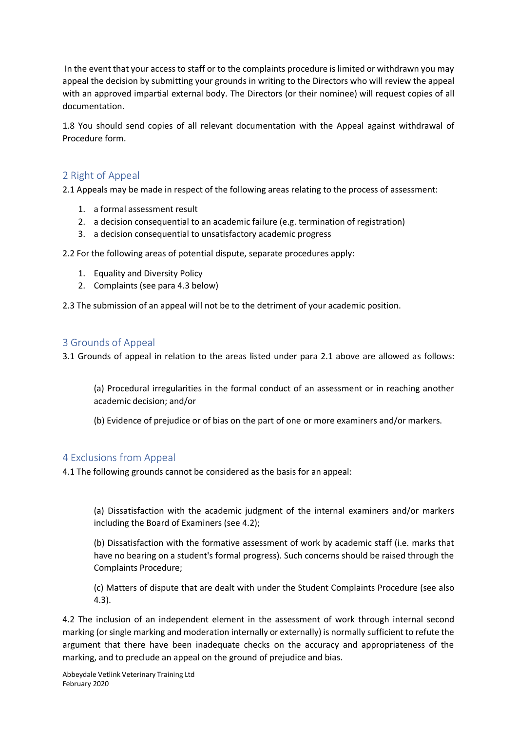In the event that your access to staff or to the complaints procedure is limited or withdrawn you may appeal the decision by submitting your grounds in writing to the Directors who will review the appeal with an approved impartial external body. The Directors (or their nominee) will request copies of all documentation.

1.8 You should send copies of all relevant documentation with the Appeal against withdrawal of Procedure form.

## 2 Right of Appeal

2.1 Appeals may be made in respect of the following areas relating to the process of assessment:

1. a formal assessment result
2. a decision consequential to an academic failure (e.g. termination of registration)
3. a decision consequential to unsatisfactory academic progress

2.2 For the following areas of potential dispute, separate procedures apply:

1. Equality and Diversity Policy
2. Complaints (see para 4.3 below)

2.3 The submission of an appeal will not be to the detriment of your academic position.

## 3 Grounds of Appeal

3.1 Grounds of appeal in relation to the areas listed under para 2.1 above are allowed as follows:

(a) Procedural irregularities in the formal conduct of an assessment or in reaching another academic decision; and/or

(b) Evidence of prejudice or of bias on the part of one or more examiners and/or markers.

## 4 Exclusions from Appeal

4.1 The following grounds cannot be considered as the basis for an appeal:

(a) Dissatisfaction with the academic judgment of the internal examiners and/or markers including the Board of Examiners (see 4.2);

(b) Dissatisfaction with the formative assessment of work by academic staff (i.e. marks that have no bearing on a student's formal progress). Such concerns should be raised through the Complaints Procedure;

(c) Matters of dispute that are dealt with under the Student Complaints Procedure (see also 4.3).

4.2 The inclusion of an independent element in the assessment of work through internal second marking (or single marking and moderation internally or externally) is normally sufficient to refute the argument that there have been inadequate checks on the accuracy and appropriateness of the marking, and to preclude an appeal on the ground of prejudice and bias.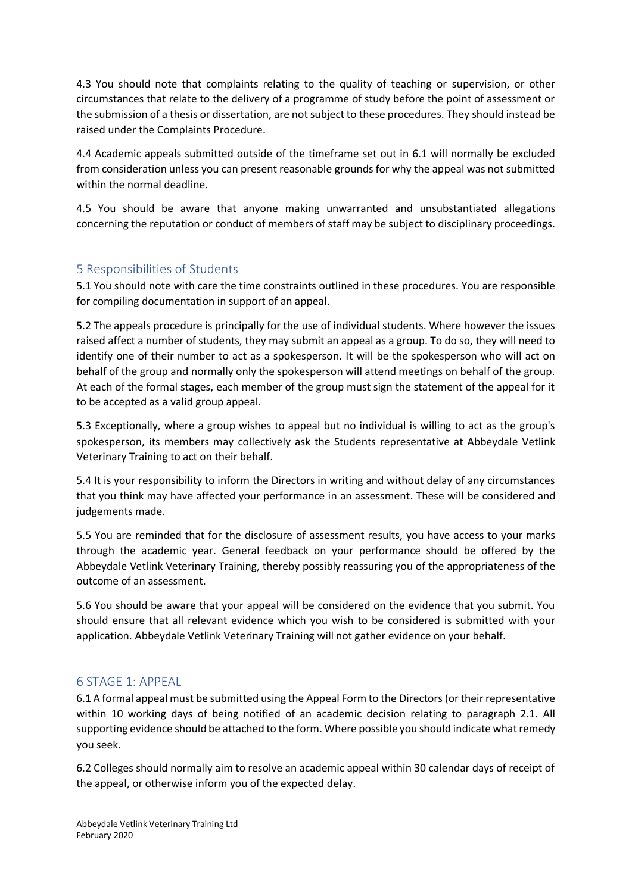4.3 You should note that complaints relating to the quality of teaching or supervision, or other circumstances that relate to the delivery of a programme of study before the point of assessment or the submission of a thesis or dissertation, are not subject to these procedures. They should instead be raised under the Complaints Procedure.

4.4 Academic appeals submitted outside of the timeframe set out in 6.1 will normally be excluded from consideration unless you can present reasonable grounds for why the appeal was not submitted within the normal deadline.

4.5 You should be aware that anyone making unwarranted and unsubstantiated allegations concerning the reputation or conduct of members of staff may be subject to disciplinary proceedings.

## 5 Responsibilities of Students

5.1 You should note with care the time constraints outlined in these procedures. You are responsible for compiling documentation in support of an appeal.

5.2 The appeals procedure is principally for the use of individual students. Where however the issues raised affect a number of students, they may submit an appeal as a group. To do so, they will need to identify one of their number to act as a spokesperson. It will be the spokesperson who will act on behalf of the group and normally only the spokesperson will attend meetings on behalf of the group. At each of the formal stages, each member of the group must sign the statement of the appeal for it to be accepted as a valid group appeal.

5.3 Exceptionally, where a group wishes to appeal but no individual is willing to act as the group's spokesperson, its members may collectively ask the Students representative at Abbeydale Vetlink Veterinary Training to act on their behalf.

5.4 It is your responsibility to inform the Directors in writing and without delay of any circumstances that you think may have affected your performance in an assessment. These will be considered and judgements made.

5.5 You are reminded that for the disclosure of assessment results, you have access to your marks through the academic year. General feedback on your performance should be offered by the Abbeydale Vetlink Veterinary Training, thereby possibly reassuring you of the appropriateness of the outcome of an assessment.

5.6 You should be aware that your appeal will be considered on the evidence that you submit. You should ensure that all relevant evidence which you wish to be considered is submitted with your application. Abbeydale Vetlink Veterinary Training will not gather evidence on your behalf.

## 6 STAGE 1: APPEAL

6.1 A formal appeal must be submitted using the Appeal Form to the Directors (or their representative within 10 working days of being notified of an academic decision relating to paragraph 2.1. All supporting evidence should be attached to the form. Where possible you should indicate what remedy you seek.

6.2 Colleges should normally aim to resolve an academic appeal within 30 calendar days of receipt of the appeal, or otherwise inform you of the expected delay.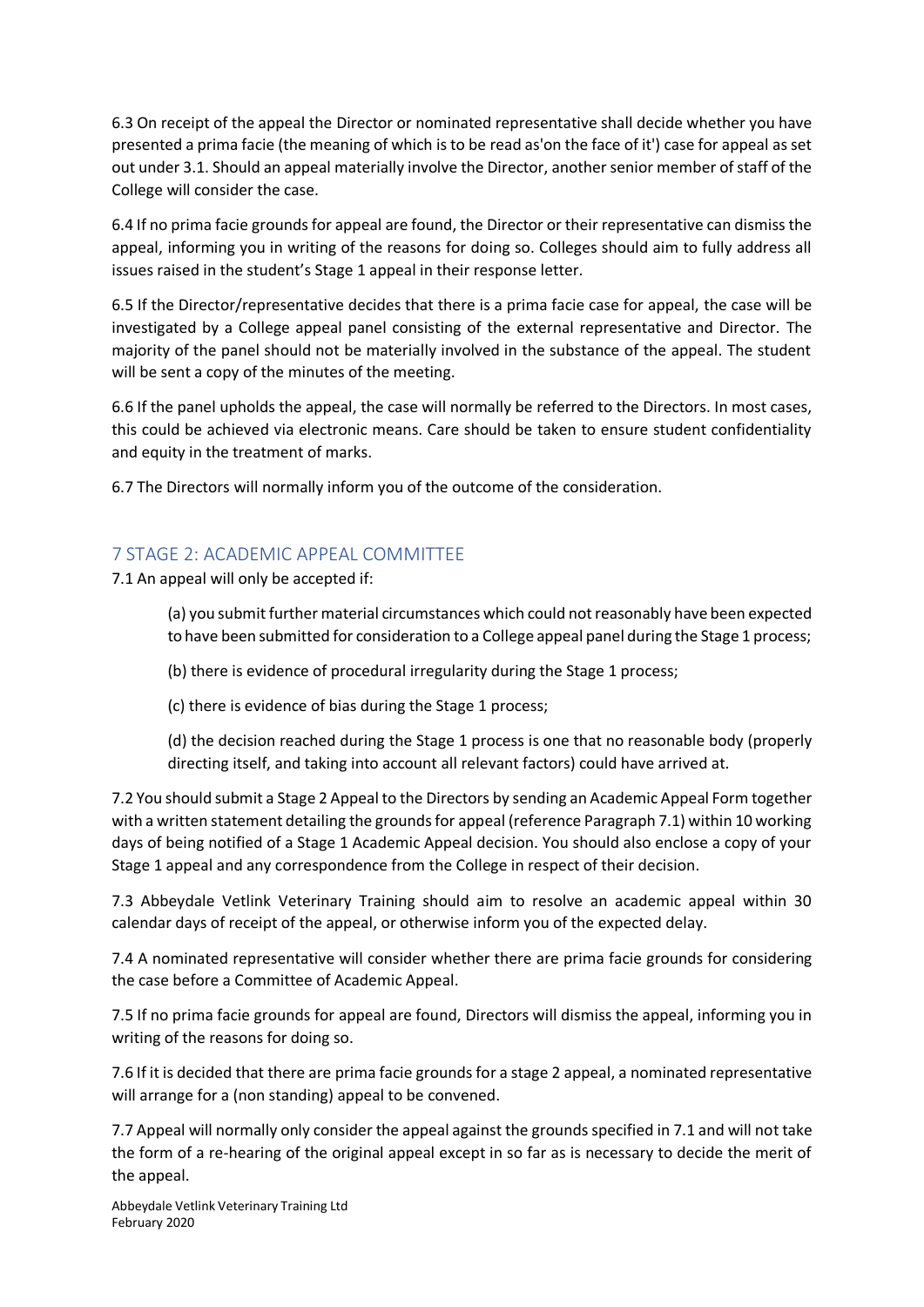6.3 On receipt of the appeal the Director or nominated representative shall decide whether you have presented a prima facie (the meaning of which is to be read as'on the face of it') case for appeal as set out under 3.1. Should an appeal materially involve the Director, another senior member of staff of the College will consider the case.

6.4 If no prima facie grounds for appeal are found, the Director or their representative can dismiss the appeal, informing you in writing of the reasons for doing so. Colleges should aim to fully address all issues raised in the student's Stage 1 appeal in their response letter.

6.5 If the Director/representative decides that there is a prima facie case for appeal, the case will be investigated by a College appeal panel consisting of the external representative and Director. The majority of the panel should not be materially involved in the substance of the appeal. The student will be sent a copy of the minutes of the meeting.

6.6 If the panel upholds the appeal, the case will normally be referred to the Directors. In most cases, this could be achieved via electronic means. Care should be taken to ensure student confidentiality and equity in the treatment of marks.

6.7 The Directors will normally inform you of the outcome of the consideration.

## 7 STAGE 2: ACADEMIC APPEAL COMMITTEE

7.1 An appeal will only be accepted if:

(a) you submit further material circumstances which could not reasonably have been expected to have been submitted for consideration to a College appeal panel during the Stage 1 process;

(b) there is evidence of procedural irregularity during the Stage 1 process;

(c) there is evidence of bias during the Stage 1 process;

(d) the decision reached during the Stage 1 process is one that no reasonable body (properly directing itself, and taking into account all relevant factors) could have arrived at.

7.2 You should submit a Stage 2 Appeal to the Directors by sending an Academic Appeal Form together with a written statement detailing the grounds for appeal (reference Paragraph 7.1) within 10 working days of being notified of a Stage 1 Academic Appeal decision. You should also enclose a copy of your Stage 1 appeal and any correspondence from the College in respect of their decision.

7.3 Abbeydale Vetlink Veterinary Training should aim to resolve an academic appeal within 30 calendar days of receipt of the appeal, or otherwise inform you of the expected delay.

7.4 A nominated representative will consider whether there are prima facie grounds for considering the case before a Committee of Academic Appeal.

7.5 If no prima facie grounds for appeal are found, Directors will dismiss the appeal, informing you in writing of the reasons for doing so.

7.6 If it is decided that there are prima facie grounds for a stage 2 appeal, a nominated representative will arrange for a (non standing) appeal to be convened.

7.7 Appeal will normally only consider the appeal against the grounds specified in 7.1 and will not take the form of a re-hearing of the original appeal except in so far as is necessary to decide the merit of the appeal.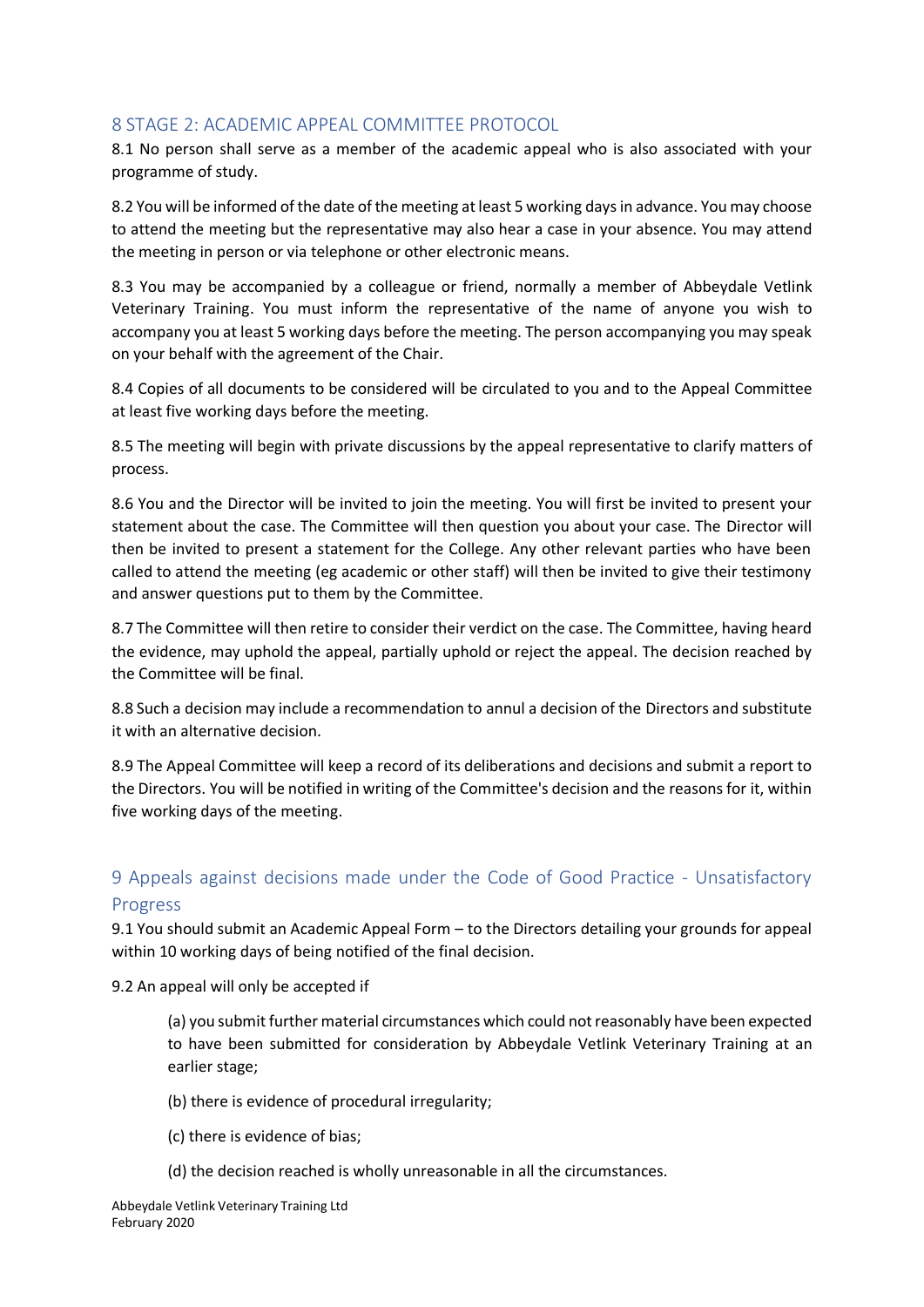## 8 STAGE 2: ACADEMIC APPEAL COMMITTEE PROTOCOL

8.1 No person shall serve as a member of the academic appeal who is also associated with your programme of study.

8.2 You will be informed of the date of the meeting at least 5 working days in advance. You may choose to attend the meeting but the representative may also hear a case in your absence. You may attend the meeting in person or via telephone or other electronic means.

8.3 You may be accompanied by a colleague or friend, normally a member of Abbeydale Vetlink Veterinary Training. You must inform the representative of the name of anyone you wish to accompany you at least 5 working days before the meeting. The person accompanying you may speak on your behalf with the agreement of the Chair.

8.4 Copies of all documents to be considered will be circulated to you and to the Appeal Committee at least five working days before the meeting.

8.5 The meeting will begin with private discussions by the appeal representative to clarify matters of process.

8.6 You and the Director will be invited to join the meeting. You will first be invited to present your statement about the case. The Committee will then question you about your case. The Director will then be invited to present a statement for the College. Any other relevant parties who have been called to attend the meeting (eg academic or other staff) will then be invited to give their testimony and answer questions put to them by the Committee.

8.7 The Committee will then retire to consider their verdict on the case. The Committee, having heard the evidence, may uphold the appeal, partially uphold or reject the appeal. The decision reached by the Committee will be final.

8.8 Such a decision may include a recommendation to annul a decision of the Directors and substitute it with an alternative decision.

8.9 The Appeal Committee will keep a record of its deliberations and decisions and submit a report to the Directors. You will be notified in writing of the Committee's decision and the reasons for it, within five working days of the meeting.

## 9 Appeals against decisions made under the Code of Good Practice - Unsatisfactory Progress

9.1 You should submit an Academic Appeal Form – to the Directors detailing your grounds for appeal within 10 working days of being notified of the final decision.

9.2 An appeal will only be accepted if

> (a) you submit further material circumstances which could not reasonably have been expected to have been submitted for consideration by Abbeydale Vetlink Veterinary Training at an earlier stage;
>
> (b) there is evidence of procedural irregularity;
>
> (c) there is evidence of bias;
>
> (d) the decision reached is wholly unreasonable in all the circumstances.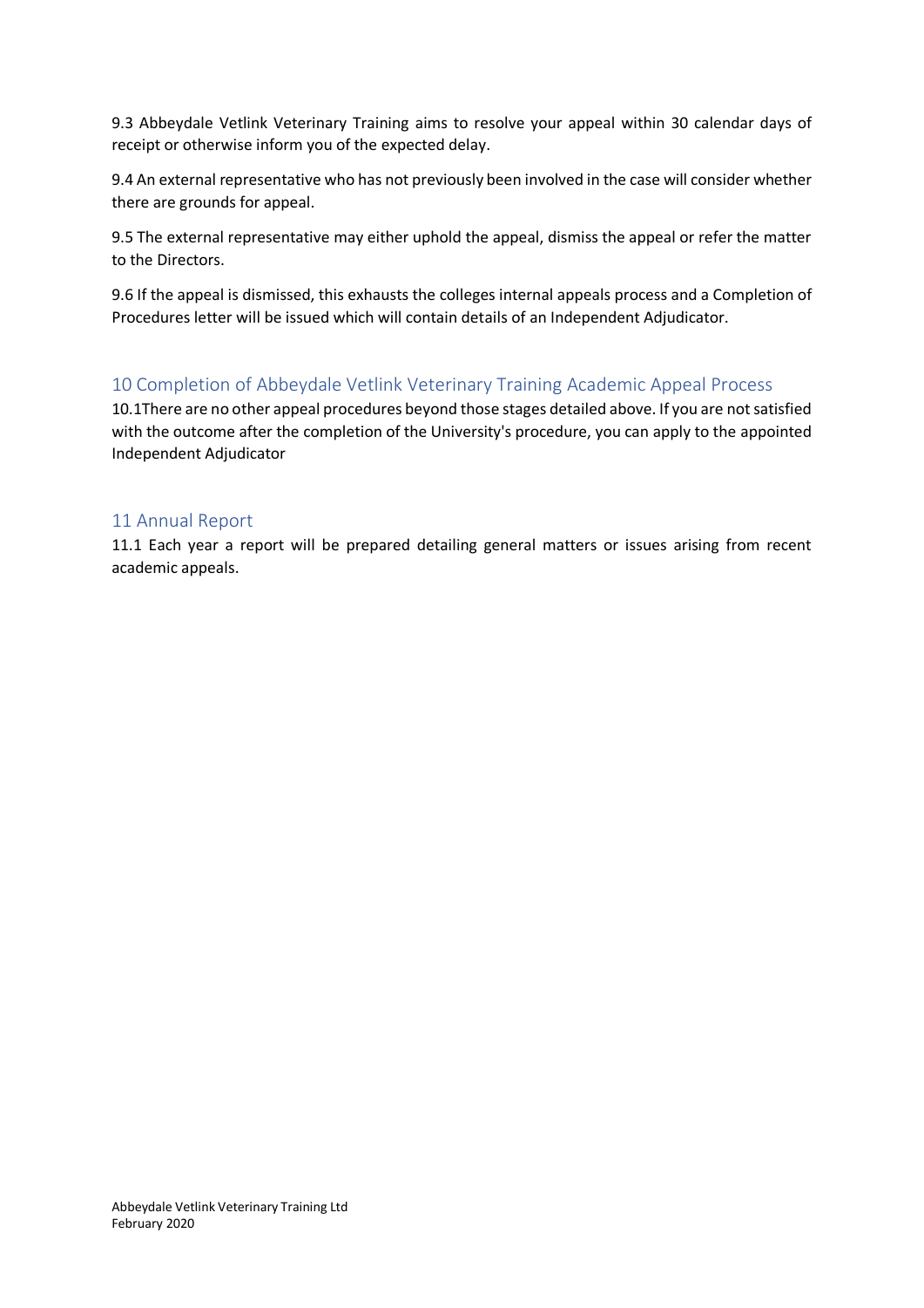9.3 Abbeydale Vetlink Veterinary Training aims to resolve your appeal within 30 calendar days of receipt or otherwise inform you of the expected delay.

9.4 An external representative who has not previously been involved in the case will consider whether there are grounds for appeal.

9.5 The external representative may either uphold the appeal, dismiss the appeal or refer the matter to the Directors.

9.6 If the appeal is dismissed, this exhausts the colleges internal appeals process and a Completion of Procedures letter will be issued which will contain details of an Independent Adjudicator.

## 10 Completion of Abbeydale Vetlink Veterinary Training Academic Appeal Process

10.1There are no other appeal procedures beyond those stages detailed above. If you are not satisfied with the outcome after the completion of the University's procedure, you can apply to the appointed Independent Adjudicator

## 11 Annual Report

11.1 Each year a report will be prepared detailing general matters or issues arising from recent academic appeals.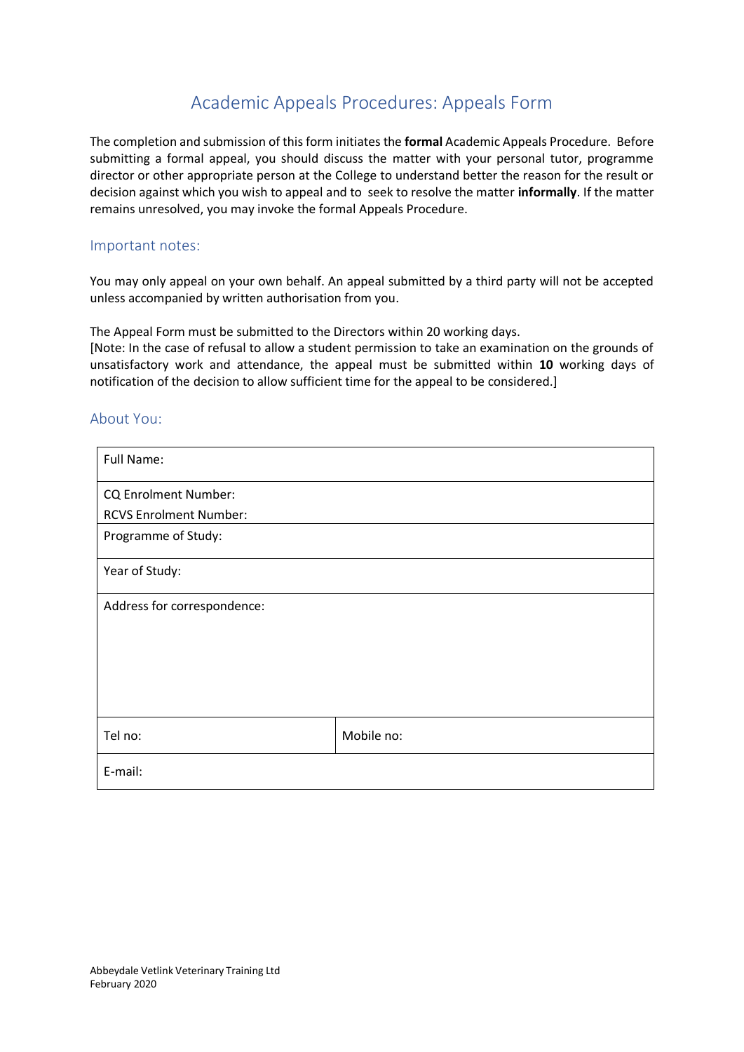# Academic Appeals Procedures: Appeals Form

The completion and submission of this form initiates the **formal** Academic Appeals Procedure. Before submitting a formal appeal, you should discuss the matter with your personal tutor, programme director or other appropriate person at the College to understand better the reason for the result or decision against which you wish to appeal and to seek to resolve the matter **informally**. If the matter remains unresolved, you may invoke the formal Appeals Procedure.

## Important notes:

You may only appeal on your own behalf. An appeal submitted by a third party will not be accepted unless accompanied by written authorisation from you.

The Appeal Form must be submitted to the Directors within 20 working days.
[Note: In the case of refusal to allow a student permission to take an examination on the grounds of unsatisfactory work and attendance, the appeal must be submitted within **10** working days of notification of the decision to allow sufficient time for the appeal to be considered.]

## About You:

| Full Name: | |
|---|---|
| CQ Enrolment Number:<br>RCVS Enrolment Number: | |
| Programme of Study: | |
| Year of Study: | |
| Address for correspondence: | |
| Tel no: | Mobile no: |
| E-mail: | |

Abbeydale Vetlink Veterinary Training Ltd
February 2020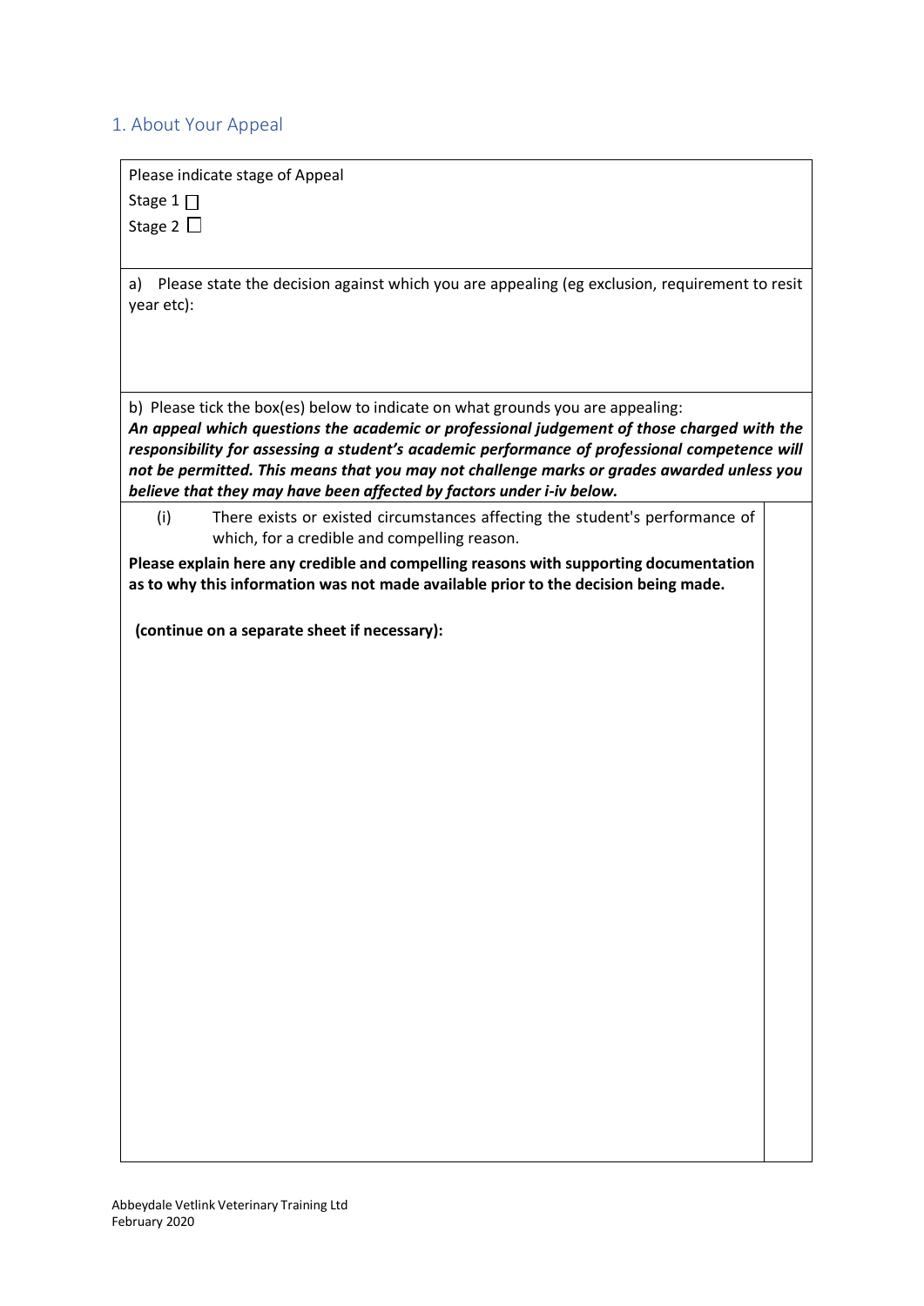## 1. About Your Appeal

Please indicate stage of Appeal

Stage 1 ☐

Stage 2 ☐

a) Please state the decision against which you are appealing (eg exclusion, requirement to resit year etc):

b) Please tick the box(es) below to indicate on what grounds you are appealing:

***An appeal which questions the academic or professional judgement of those charged with the responsibility for assessing a student's academic performance of professional competence will not be permitted. This means that you may not challenge marks or grades awarded unless you believe that they may have been affected by factors under i-iv below.***

| | |
|---|---|
| (i) There exists or existed circumstances affecting the student's performance of which, for a credible and compelling reason.<br><br>**Please explain here any credible and compelling reasons with supporting documentation as to why this information was not made available prior to the decision being made.**<br><br>**(continue on a separate sheet if necessary):** | |

Abbeydale Vetlink Veterinary Training Ltd
February 2020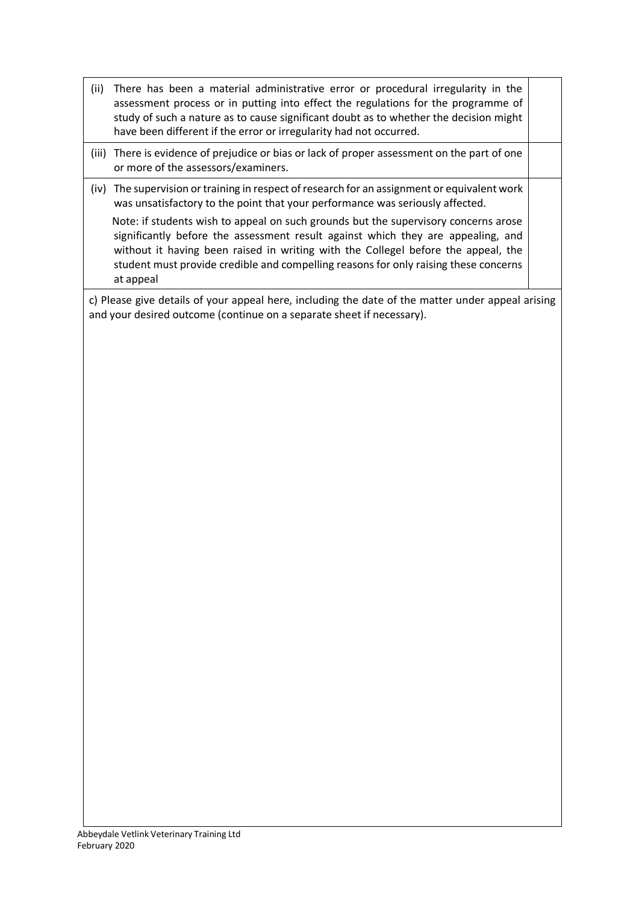| | |
|---|---|
| (ii) There has been a material administrative error or procedural irregularity in the assessment process or in putting into effect the regulations for the programme of study of such a nature as to cause significant doubt as to whether the decision might have been different if the error or irregularity had not occurred. | |
| (iii) There is evidence of prejudice or bias or lack of proper assessment on the part of one or more of the assessors/examiners. | |
| (iv) The supervision or training in respect of research for an assignment or equivalent work was unsatisfactory to the point that your performance was seriously affected. Note: if students wish to appeal on such grounds but the supervisory concerns arose significantly before the assessment result against which they are appealing, and without it having been raised in writing with the Collegel before the appeal, the student must provide credible and compelling reasons for only raising these concerns at appeal | |

c) Please give details of your appeal here, including the date of the matter under appeal arising and your desired outcome (continue on a separate sheet if necessary).

Abbeydale Vetlink Veterinary Training Ltd
February 2020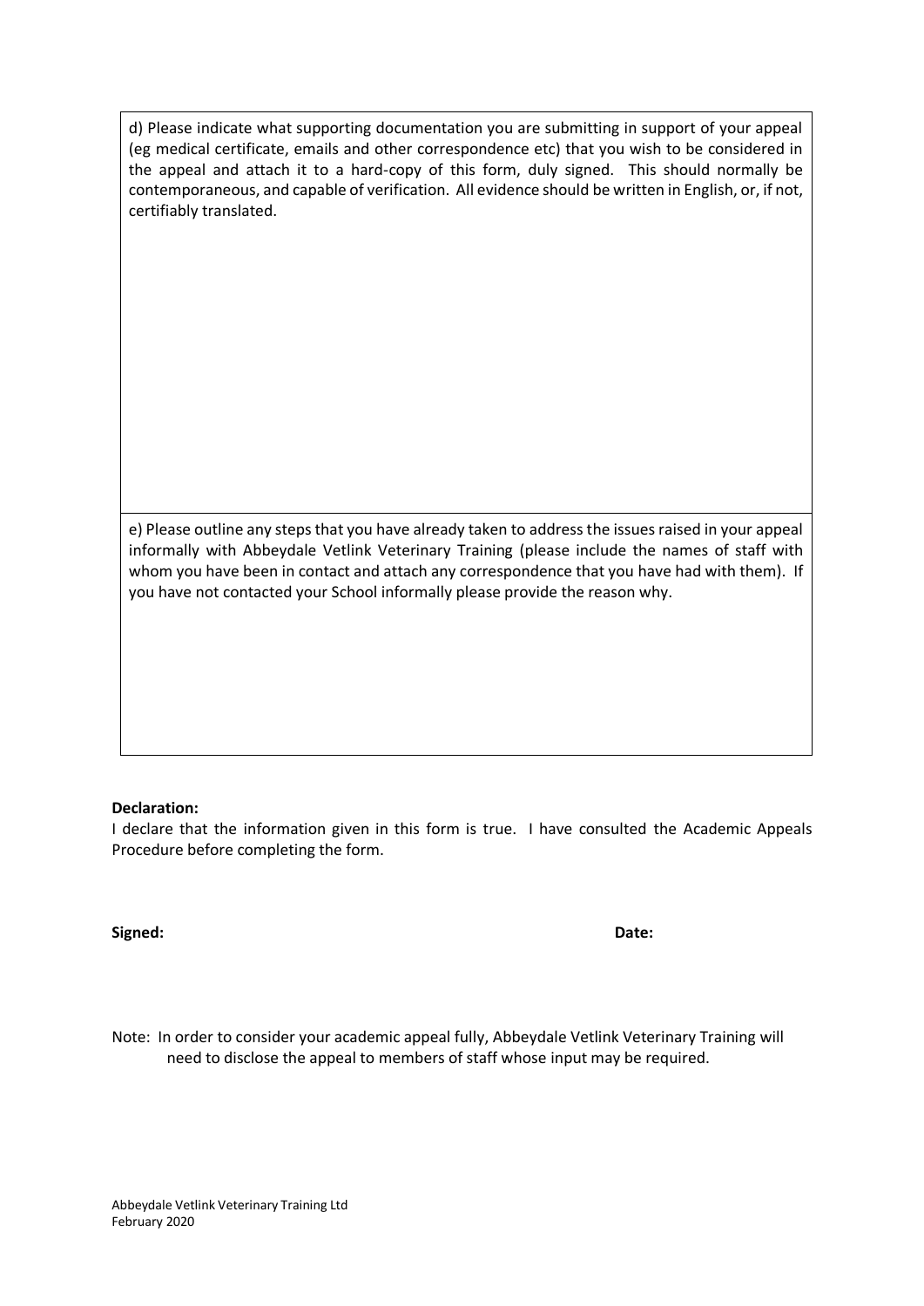d) Please indicate what supporting documentation you are submitting in support of your appeal (eg medical certificate, emails and other correspondence etc) that you wish to be considered in the appeal and attach it to a hard-copy of this form, duly signed. This should normally be contemporaneous, and capable of verification. All evidence should be written in English, or, if not, certifiably translated.

e) Please outline any steps that you have already taken to address the issues raised in your appeal informally with Abbeydale Vetlink Veterinary Training (please include the names of staff with whom you have been in contact and attach any correspondence that you have had with them). If you have not contacted your School informally please provide the reason why.

**Declaration:**

I declare that the information given in this form is true. I have consulted the Academic Appeals Procedure before completing the form.

**Signed:** **Date:**

Note: In order to consider your academic appeal fully, Abbeydale Vetlink Veterinary Training will need to disclose the appeal to members of staff whose input may be required.

Abbeydale Vetlink Veterinary Training Ltd
February 2020